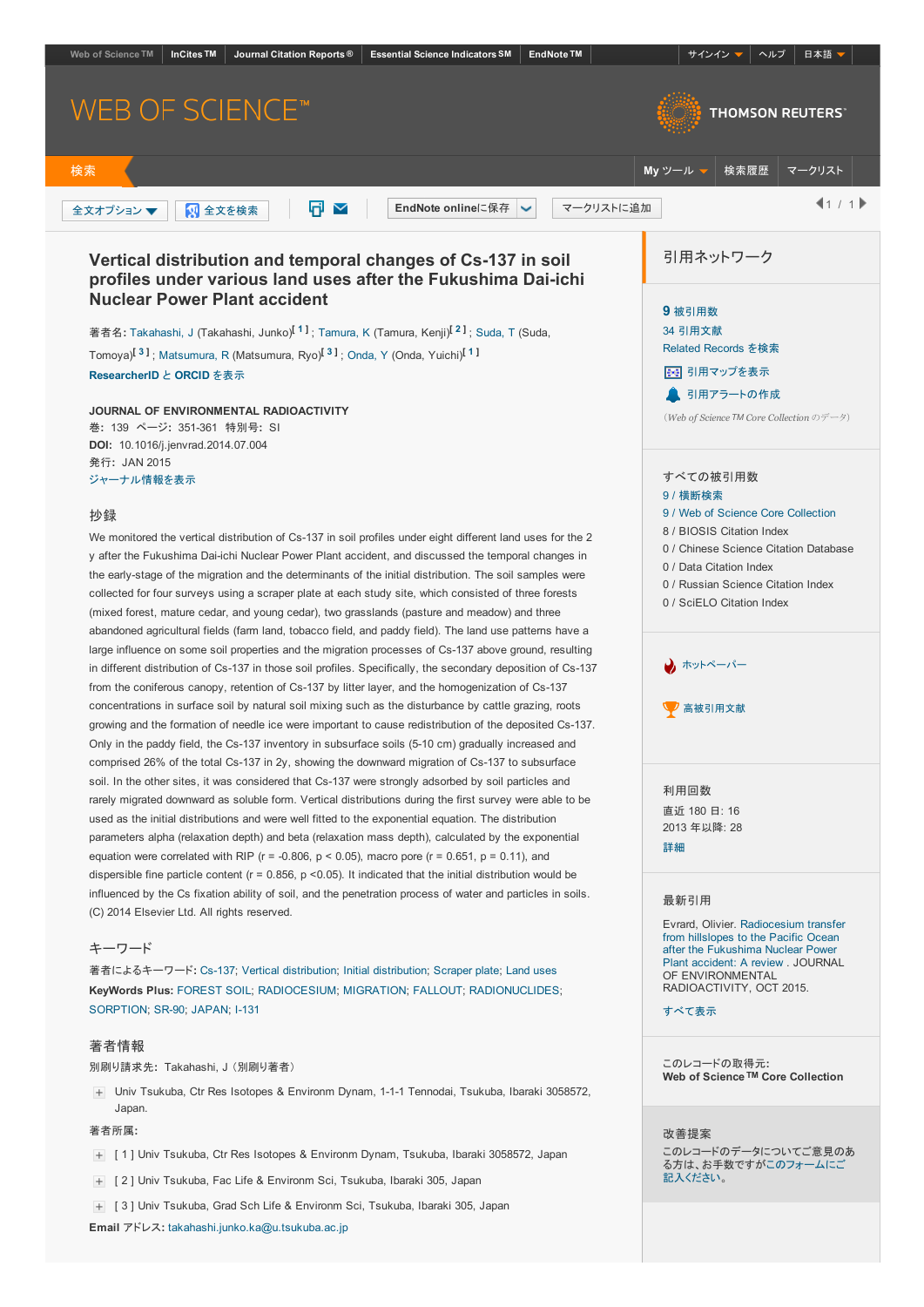Web of Science TM | InCites TM | Journal Citation Reports® | Essential Science Indicators SM | EndNote TM | サインイン | ヘルプ | 日本語

# WEB OF SCIENCE™

THOMSON REUTERS™

検索 | My ツール | 検索履歴 | マークリスト

全文オプション | 全文を検索 | EndNote onlineに保存 | マークリストに追加 | 1 / 1

## Vertical distribution and temporal changes of Cs-137 in soil profiles under various land uses after the Fukushima Dai-ichi Nuclear Power Plant accident

著者名: Takahashi, J (Takahashi, Junko)[1]; Tamura, K (Tamura, Kenji)[2]; Suda, T (Suda, Tomoya)[3]; Matsumura, R (Matsumura, Ryo)[3]; Onda, Y (Onda, Yuichi)[1]

ResearcherID と ORCID を表示

**JOURNAL OF ENVIRONMENTAL RADIOACTIVITY**
巻: 139 ページ: 351-361 特別号: SI
**DOI:** 10.1016/j.jenvrad.2014.07.004
発行: JAN 2015
ジャーナル情報を表示

### 抄録

We monitored the vertical distribution of Cs-137 in soil profiles under eight different land uses for the 2 y after the Fukushima Dai-ichi Nuclear Power Plant accident, and discussed the temporal changes in the early-stage of the migration and the determinants of the initial distribution. The soil samples were collected for four surveys using a scraper plate at each study site, which consisted of three forests (mixed forest, mature cedar, and young cedar), two grasslands (pasture and meadow) and three abandoned agricultural fields (farm land, tobacco field, and paddy field). The land use patterns have a large influence on some soil properties and the migration processes of Cs-137 above ground, resulting in different distribution of Cs-137 in those soil profiles. Specifically, the secondary deposition of Cs-137 from the coniferous canopy, retention of Cs-137 by litter layer, and the homogenization of Cs-137 concentrations in surface soil by natural soil mixing such as the disturbance by cattle grazing, roots growing and the formation of needle ice were important to cause redistribution of the deposited Cs-137. Only in the paddy field, the Cs-137 inventory in subsurface soils (5-10 cm) gradually increased and comprised 26% of the total Cs-137 in 2y, showing the downward migration of Cs-137 to subsurface soil. In the other sites, it was considered that Cs-137 were strongly adsorbed by soil particles and rarely migrated downward as soluble form. Vertical distributions during the first survey were able to be used as the initial distributions and were well fitted to the exponential equation. The distribution parameters alpha (relaxation depth) and beta (relaxation mass depth), calculated by the exponential equation were correlated with RIP ($r = -0.806$, $p < 0.05$), macro pore ($r = 0.651$, $p = 0.11$), and dispersible fine particle content ($r = 0.856$, $p < 0.05$). It indicated that the initial distribution would be influenced by the Cs fixation ability of soil, and the penetration process of water and particles in soils. (C) 2014 Elsevier Ltd. All rights reserved.

### キーワード

著者によるキーワード: Cs-137; Vertical distribution; Initial distribution; Scraper plate; Land uses
**KeyWords Plus:** FOREST SOIL; RADIOCESIUM; MIGRATION; FALLOUT; RADIONUCLIDES; SORPTION; SR-90; JAPAN; I-131

### 著者情報

別刷り請求先: Takahashi, J（別刷り著者）

+ Univ Tsukuba, Ctr Res Isotopes & Environm Dynam, 1-1-1 Tennodai, Tsukuba, Ibaraki 3058572, Japan.

著者所属:

+ [ 1 ] Univ Tsukuba, Ctr Res Isotopes & Environm Dynam, Tsukuba, Ibaraki 3058572, Japan
+ [ 2 ] Univ Tsukuba, Fac Life & Environm Sci, Tsukuba, Ibaraki 305, Japan
+ [ 3 ] Univ Tsukuba, Grad Sch Life & Environm Sci, Tsukuba, Ibaraki 305, Japan

**Email** アドレス: takahashi.junko.ka@u.tsukuba.ac.jp

### 引用ネットワーク

**9** 被引用数
34 引用文献
Related Records を検索
引用マップを表示
引用アラートの作成
（Web of Science TM Core Collection のデータ）

すべての被引用数
9 / 横断検索
9 / Web of Science Core Collection
8 / BIOSIS Citation Index
0 / Chinese Science Citation Database
0 / Data Citation Index
0 / Russian Science Citation Index
0 / SciELO Citation Index

ホットペーパー

高被引用文献

利用回数
直近 180 日: 16
2013 年以降: 28
詳細

最新引用
Evrard, Olivier. Radiocesium transfer from hillslopes to the Pacific Ocean after the Fukushima Nuclear Power Plant accident: A review . JOURNAL OF ENVIRONMENTAL RADIOACTIVITY, OCT 2015.
すべて表示

このレコードの取得元:
**Web of Science TM Core Collection**

改善提案
このレコードのデータについてご意見のある方は、お手数ですがこのフォームにご記入ください。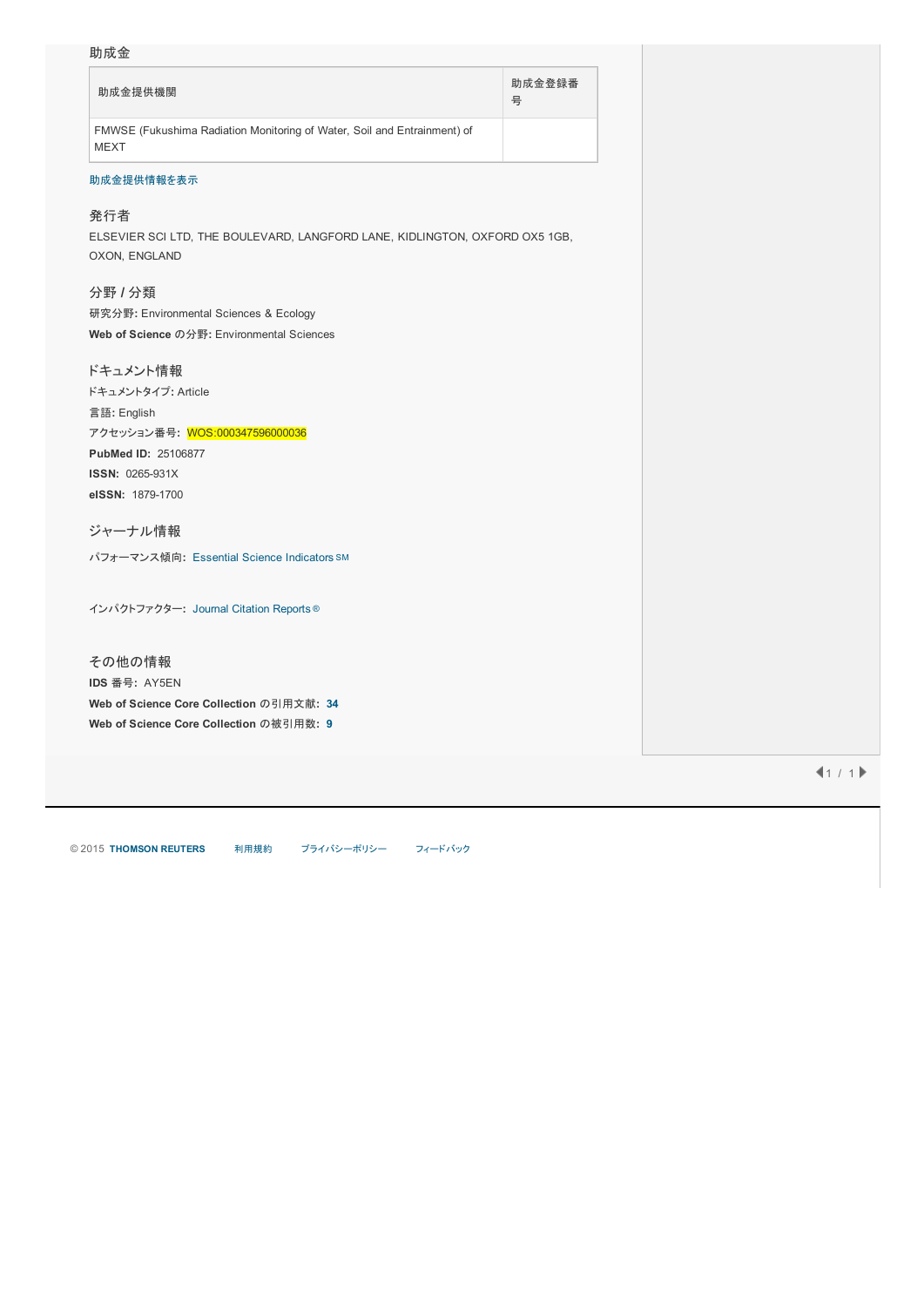## 助成金

| 助成金提供機関 | 助成金登録番号 |
|---|---|
| FMWSE (Fukushima Radiation Monitoring of Water, Soil and Entrainment) of MEXT | |

助成金提供情報を表示

## 発行者

ELSEVIER SCI LTD, THE BOULEVARD, LANGFORD LANE, KIDLINGTON, OXFORD OX5 1GB, OXON, ENGLAND

## 分野 / 分類

研究分野: Environmental Sciences & Ecology

**Web of Science の分野:** Environmental Sciences

## ドキュメント情報

ドキュメントタイプ: Article

言語: English

アクセッション番号: WOS:000347596000036

**PubMed ID:** 25106877

**ISSN:** 0265-931X

**eISSN:** 1879-1700

## ジャーナル情報

パフォーマンス傾向: Essential Science Indicators SM

インパクトファクター: Journal Citation Reports ®

## その他の情報

**IDS 番号:** AY5EN

**Web of Science Core Collection の引用文献:** 34

**Web of Science Core Collection の被引用数:** 9

© 2015 THOMSON REUTERS　利用規約　プライバシーポリシー　フィードバック